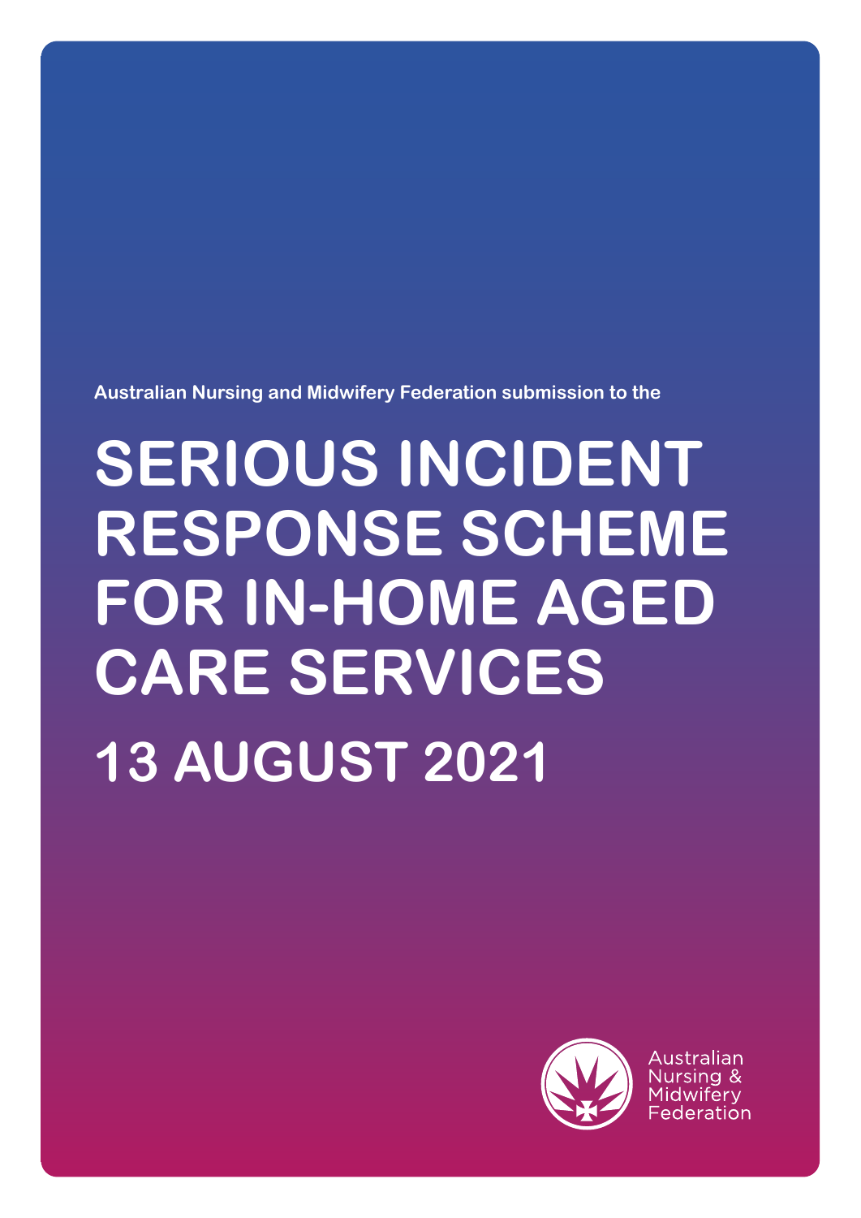Australian Nursing and Midwifery Federation submission to the

# SERIOUS INCIDENT RESPONSE SCHEME FOR IN-HOME AGED CARE SERVICES

## 13 AUGUST 2021

Australian Nursing & Midwifery Federation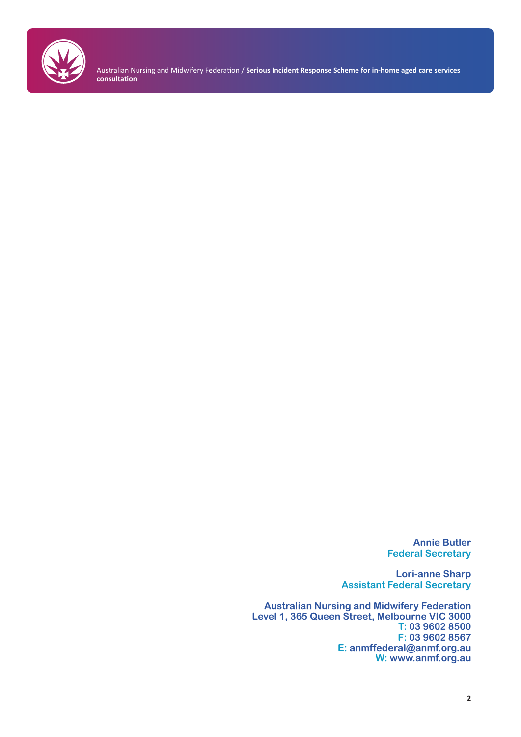**Annie Butler**
**Federal Secretary**

**Lori-anne Sharp**
**Assistant Federal Secretary**

**Australian Nursing and Midwifery Federation**
**Level 1, 365 Queen Street, Melbourne VIC 3000**
**T: 03 9602 8500**
**F: 03 9602 8567**
**E: anmffederal@anmf.org.au**
**W: www.anmf.org.au**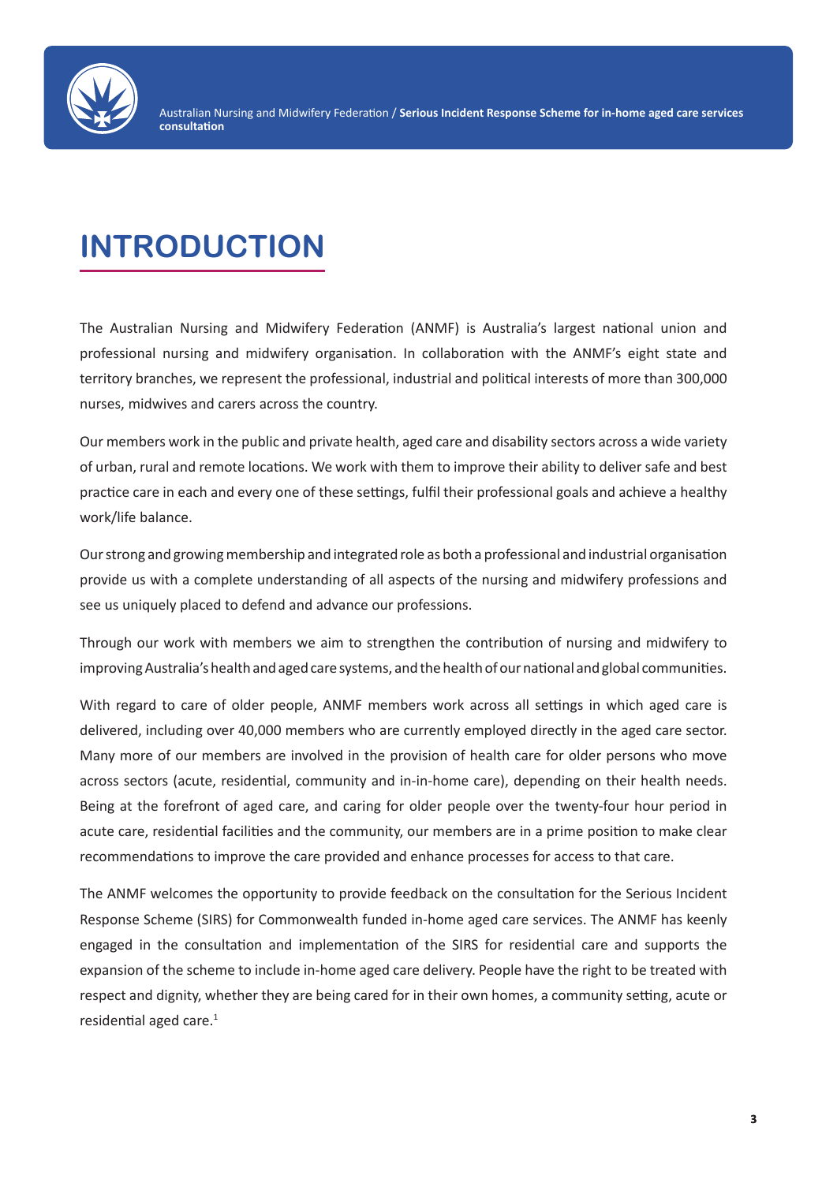# INTRODUCTION

The Australian Nursing and Midwifery Federation (ANMF) is Australia's largest national union and professional nursing and midwifery organisation. In collaboration with the ANMF's eight state and territory branches, we represent the professional, industrial and political interests of more than 300,000 nurses, midwives and carers across the country.

Our members work in the public and private health, aged care and disability sectors across a wide variety of urban, rural and remote locations. We work with them to improve their ability to deliver safe and best practice care in each and every one of these settings, fulfil their professional goals and achieve a healthy work/life balance.

Our strong and growing membership and integrated role as both a professional and industrial organisation provide us with a complete understanding of all aspects of the nursing and midwifery professions and see us uniquely placed to defend and advance our professions.

Through our work with members we aim to strengthen the contribution of nursing and midwifery to improving Australia's health and aged care systems, and the health of our national and global communities.

With regard to care of older people, ANMF members work across all settings in which aged care is delivered, including over 40,000 members who are currently employed directly in the aged care sector. Many more of our members are involved in the provision of health care for older persons who move across sectors (acute, residential, community and in-in-home care), depending on their health needs. Being at the forefront of aged care, and caring for older people over the twenty-four hour period in acute care, residential facilities and the community, our members are in a prime position to make clear recommendations to improve the care provided and enhance processes for access to that care.

The ANMF welcomes the opportunity to provide feedback on the consultation for the Serious Incident Response Scheme (SIRS) for Commonwealth funded in-home aged care services. The ANMF has keenly engaged in the consultation and implementation of the SIRS for residential care and supports the expansion of the scheme to include in-home aged care delivery. People have the right to be treated with respect and dignity, whether they are being cared for in their own homes, a community setting, acute or residential aged care.[1]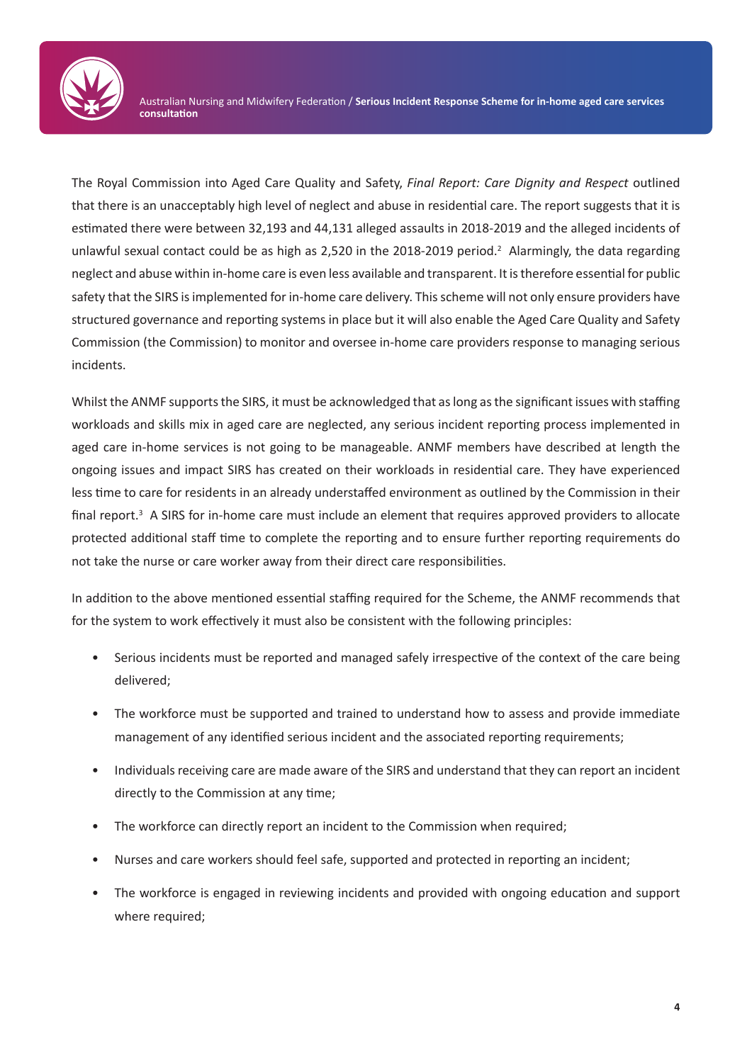The Royal Commission into Aged Care Quality and Safety, *Final Report: Care Dignity and Respect* outlined that there is an unacceptably high level of neglect and abuse in residential care. The report suggests that it is estimated there were between 32,193 and 44,131 alleged assaults in 2018-2019 and the alleged incidents of unlawful sexual contact could be as high as 2,520 in the 2018-2019 period.[2] Alarmingly, the data regarding neglect and abuse within in-home care is even less available and transparent. It is therefore essential for public safety that the SIRS is implemented for in-home care delivery. This scheme will not only ensure providers have structured governance and reporting systems in place but it will also enable the Aged Care Quality and Safety Commission (the Commission) to monitor and oversee in-home care providers response to managing serious incidents.

Whilst the ANMF supports the SIRS, it must be acknowledged that as long as the significant issues with staffing workloads and skills mix in aged care are neglected, any serious incident reporting process implemented in aged care in-home services is not going to be manageable. ANMF members have described at length the ongoing issues and impact SIRS has created on their workloads in residential care. They have experienced less time to care for residents in an already understaffed environment as outlined by the Commission in their final report.[3] A SIRS for in-home care must include an element that requires approved providers to allocate protected additional staff time to complete the reporting and to ensure further reporting requirements do not take the nurse or care worker away from their direct care responsibilities.

In addition to the above mentioned essential staffing required for the Scheme, the ANMF recommends that for the system to work effectively it must also be consistent with the following principles:

- Serious incidents must be reported and managed safely irrespective of the context of the care being delivered;
- The workforce must be supported and trained to understand how to assess and provide immediate management of any identified serious incident and the associated reporting requirements;
- Individuals receiving care are made aware of the SIRS and understand that they can report an incident directly to the Commission at any time;
- The workforce can directly report an incident to the Commission when required;
- Nurses and care workers should feel safe, supported and protected in reporting an incident;
- The workforce is engaged in reviewing incidents and provided with ongoing education and support where required;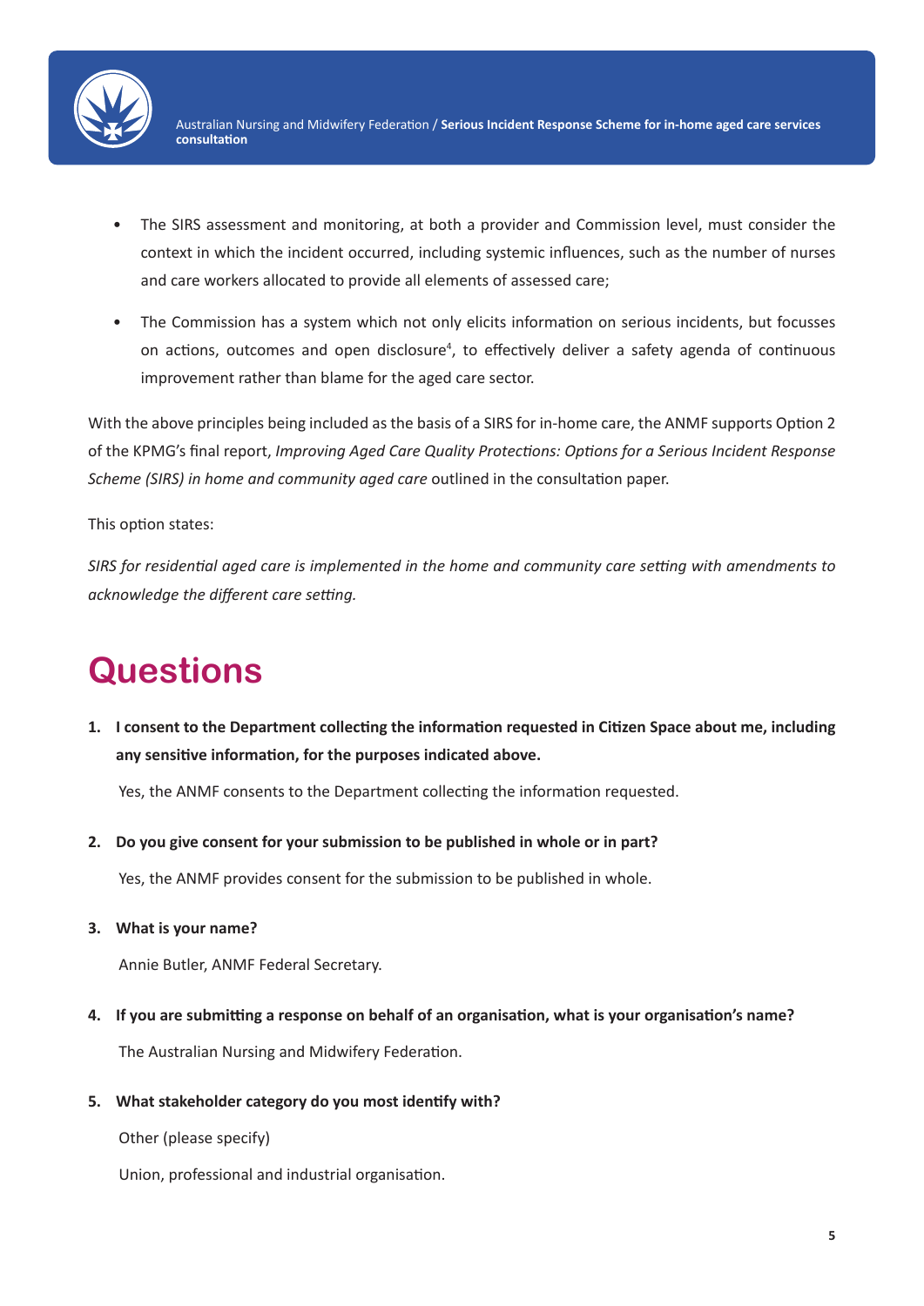- The SIRS assessment and monitoring, at both a provider and Commission level, must consider the context in which the incident occurred, including systemic influences, such as the number of nurses and care workers allocated to provide all elements of assessed care;
- The Commission has a system which not only elicits information on serious incidents, but focusses on actions, outcomes and open disclosure[4], to effectively deliver a safety agenda of continuous improvement rather than blame for the aged care sector.

With the above principles being included as the basis of a SIRS for in-home care, the ANMF supports Option 2 of the KPMG's final report, *Improving Aged Care Quality Protections: Options for a Serious Incident Response Scheme (SIRS) in home and community aged care* outlined in the consultation paper.

This option states:

*SIRS for residential aged care is implemented in the home and community care setting with amendments to acknowledge the different care setting.*

# Questions

1. **I consent to the Department collecting the information requested in Citizen Space about me, including any sensitive information, for the purposes indicated above.**

   Yes, the ANMF consents to the Department collecting the information requested.

2. **Do you give consent for your submission to be published in whole or in part?**

   Yes, the ANMF provides consent for the submission to be published in whole.

3. **What is your name?**

   Annie Butler, ANMF Federal Secretary.

4. **If you are submitting a response on behalf of an organisation, what is your organisation's name?**

   The Australian Nursing and Midwifery Federation.

5. **What stakeholder category do you most identify with?**

   Other (please specify)

   Union, professional and industrial organisation.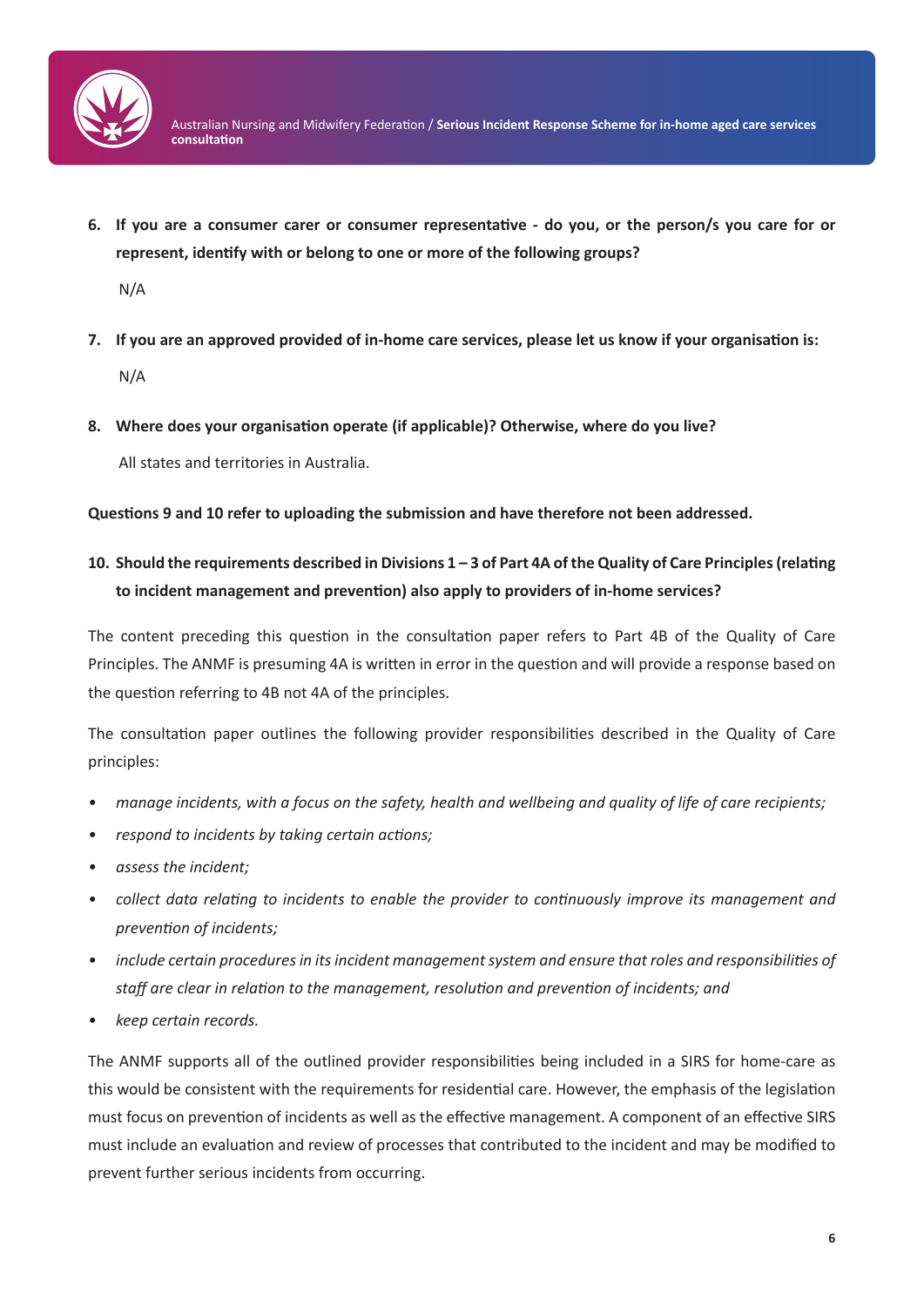6. **If you are a consumer carer or consumer representative - do you, or the person/s you care for or represent, identify with or belong to one or more of the following groups?**

   N/A

7. **If you are an approved provided of in-home care services, please let us know if your organisation is:**

   N/A

8. **Where does your organisation operate (if applicable)? Otherwise, where do you live?**

   All states and territories in Australia.

**Questions 9 and 10 refer to uploading the submission and have therefore not been addressed.**

10. **Should the requirements described in Divisions 1 – 3 of Part 4A of the Quality of Care Principles (relating to incident management and prevention) also apply to providers of in-home services?**

The content preceding this question in the consultation paper refers to Part 4B of the Quality of Care Principles. The ANMF is presuming 4A is written in error in the question and will provide a response based on the question referring to 4B not 4A of the principles.

The consultation paper outlines the following provider responsibilities described in the Quality of Care principles:

- *manage incidents, with a focus on the safety, health and wellbeing and quality of life of care recipients;*
- *respond to incidents by taking certain actions;*
- *assess the incident;*
- *collect data relating to incidents to enable the provider to continuously improve its management and prevention of incidents;*
- *include certain procedures in its incident management system and ensure that roles and responsibilities of staff are clear in relation to the management, resolution and prevention of incidents; and*
- *keep certain records.*

The ANMF supports all of the outlined provider responsibilities being included in a SIRS for home-care as this would be consistent with the requirements for residential care. However, the emphasis of the legislation must focus on prevention of incidents as well as the effective management. A component of an effective SIRS must include an evaluation and review of processes that contributed to the incident and may be modified to prevent further serious incidents from occurring.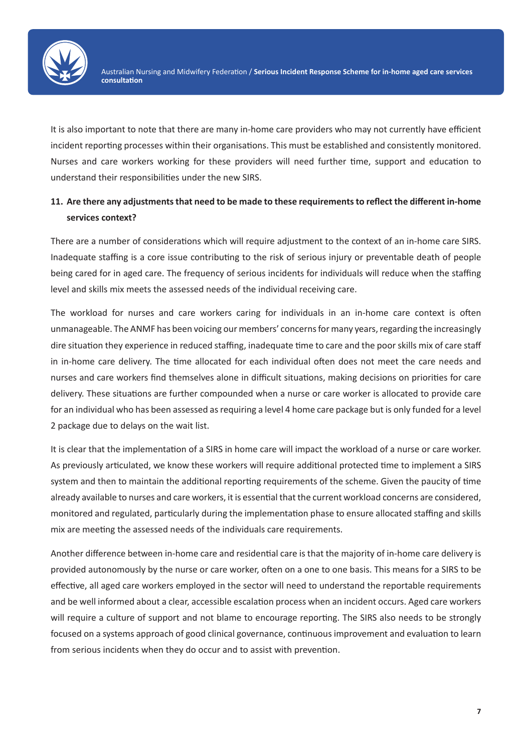It is also important to note that there are many in-home care providers who may not currently have efficient incident reporting processes within their organisations. This must be established and consistently monitored. Nurses and care workers working for these providers will need further time, support and education to understand their responsibilities under the new SIRS.

**11. Are there any adjustments that need to be made to these requirements to reflect the different in-home services context?**

There are a number of considerations which will require adjustment to the context of an in-home care SIRS. Inadequate staffing is a core issue contributing to the risk of serious injury or preventable death of people being cared for in aged care. The frequency of serious incidents for individuals will reduce when the staffing level and skills mix meets the assessed needs of the individual receiving care.

The workload for nurses and care workers caring for individuals in an in-home care context is often unmanageable. The ANMF has been voicing our members' concerns for many years, regarding the increasingly dire situation they experience in reduced staffing, inadequate time to care and the poor skills mix of care staff in in-home care delivery. The time allocated for each individual often does not meet the care needs and nurses and care workers find themselves alone in difficult situations, making decisions on priorities for care delivery. These situations are further compounded when a nurse or care worker is allocated to provide care for an individual who has been assessed as requiring a level 4 home care package but is only funded for a level 2 package due to delays on the wait list.

It is clear that the implementation of a SIRS in home care will impact the workload of a nurse or care worker. As previously articulated, we know these workers will require additional protected time to implement a SIRS system and then to maintain the additional reporting requirements of the scheme. Given the paucity of time already available to nurses and care workers, it is essential that the current workload concerns are considered, monitored and regulated, particularly during the implementation phase to ensure allocated staffing and skills mix are meeting the assessed needs of the individuals care requirements.

Another difference between in-home care and residential care is that the majority of in-home care delivery is provided autonomously by the nurse or care worker, often on a one to one basis. This means for a SIRS to be effective, all aged care workers employed in the sector will need to understand the reportable requirements and be well informed about a clear, accessible escalation process when an incident occurs. Aged care workers will require a culture of support and not blame to encourage reporting. The SIRS also needs to be strongly focused on a systems approach of good clinical governance, continuous improvement and evaluation to learn from serious incidents when they do occur and to assist with prevention.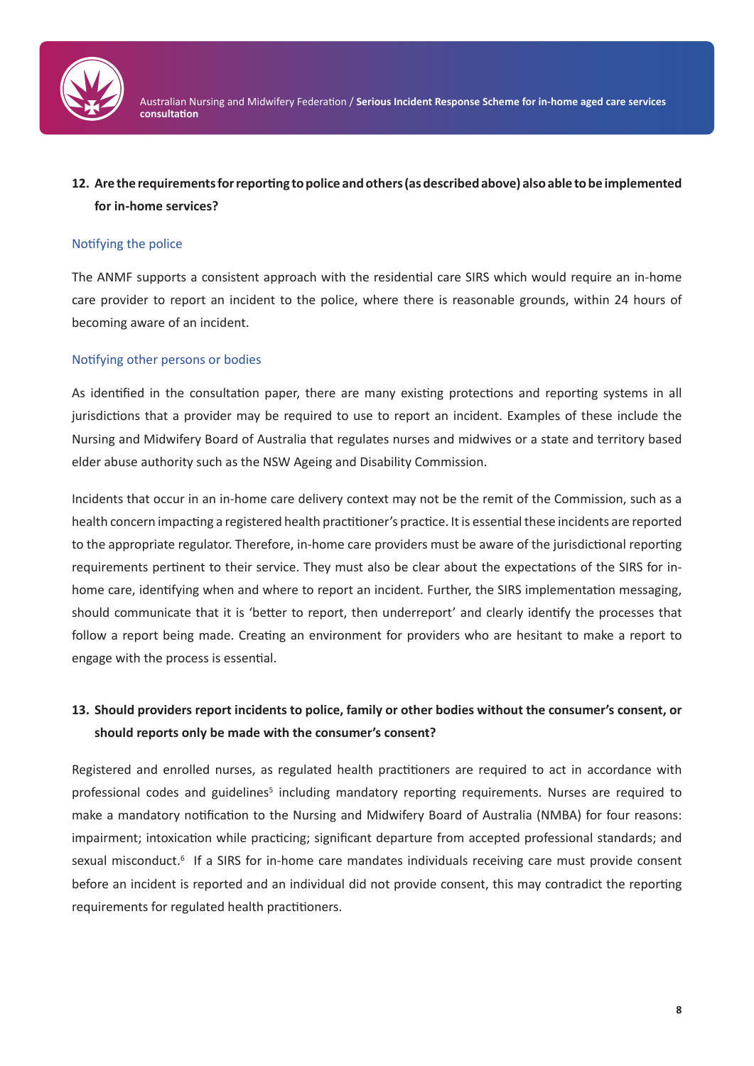**12. Are the requirements for reporting to police and others (as described above) also able to be implemented for in-home services?**

### Notifying the police

The ANMF supports a consistent approach with the residential care SIRS which would require an in-home care provider to report an incident to the police, where there is reasonable grounds, within 24 hours of becoming aware of an incident.

### Notifying other persons or bodies

As identified in the consultation paper, there are many existing protections and reporting systems in all jurisdictions that a provider may be required to use to report an incident. Examples of these include the Nursing and Midwifery Board of Australia that regulates nurses and midwives or a state and territory based elder abuse authority such as the NSW Ageing and Disability Commission.

Incidents that occur in an in-home care delivery context may not be the remit of the Commission, such as a health concern impacting a registered health practitioner's practice. It is essential these incidents are reported to the appropriate regulator. Therefore, in-home care providers must be aware of the jurisdictional reporting requirements pertinent to their service. They must also be clear about the expectations of the SIRS for in-home care, identifying when and where to report an incident. Further, the SIRS implementation messaging, should communicate that it is 'better to report, then underreport' and clearly identify the processes that follow a report being made. Creating an environment for providers who are hesitant to make a report to engage with the process is essential.

**13. Should providers report incidents to police, family or other bodies without the consumer's consent, or should reports only be made with the consumer's consent?**

Registered and enrolled nurses, as regulated health practitioners are required to act in accordance with professional codes and guidelines[5] including mandatory reporting requirements. Nurses are required to make a mandatory notification to the Nursing and Midwifery Board of Australia (NMBA) for four reasons: impairment; intoxication while practicing; significant departure from accepted professional standards; and sexual misconduct.[6] If a SIRS for in-home care mandates individuals receiving care must provide consent before an incident is reported and an individual did not provide consent, this may contradict the reporting requirements for regulated health practitioners.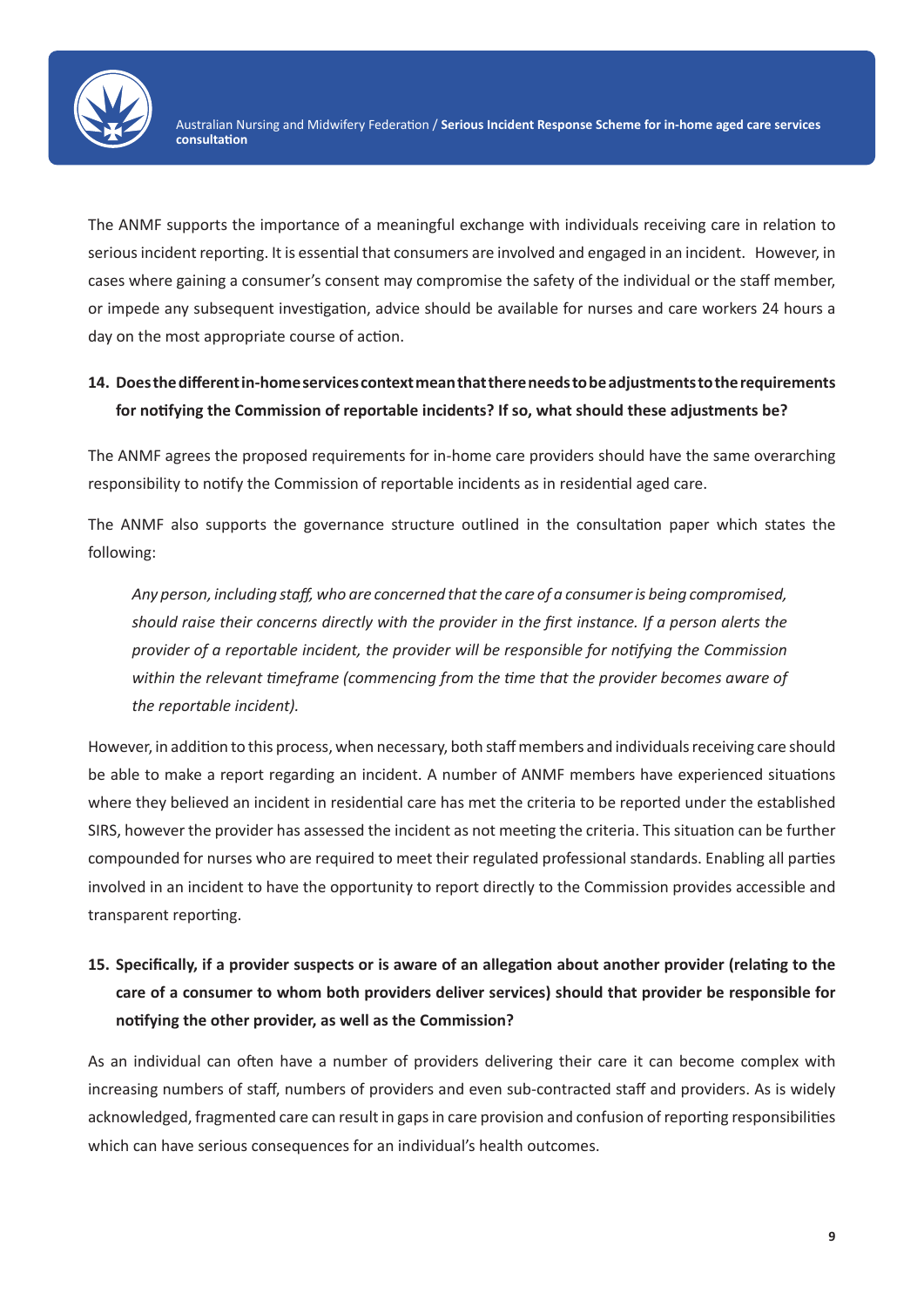The ANMF supports the importance of a meaningful exchange with individuals receiving care in relation to serious incident reporting. It is essential that consumers are involved and engaged in an incident. However, in cases where gaining a consumer's consent may compromise the safety of the individual or the staff member, or impede any subsequent investigation, advice should be available for nurses and care workers 24 hours a day on the most appropriate course of action.

**14. Does the different in-home services context mean that there needs to be adjustments to the requirements for notifying the Commission of reportable incidents? If so, what should these adjustments be?**

The ANMF agrees the proposed requirements for in-home care providers should have the same overarching responsibility to notify the Commission of reportable incidents as in residential aged care.

The ANMF also supports the governance structure outlined in the consultation paper which states the following:

> *Any person, including staff, who are concerned that the care of a consumer is being compromised, should raise their concerns directly with the provider in the first instance. If a person alerts the provider of a reportable incident, the provider will be responsible for notifying the Commission within the relevant timeframe (commencing from the time that the provider becomes aware of the reportable incident).*

However, in addition to this process, when necessary, both staff members and individuals receiving care should be able to make a report regarding an incident. A number of ANMF members have experienced situations where they believed an incident in residential care has met the criteria to be reported under the established SIRS, however the provider has assessed the incident as not meeting the criteria. This situation can be further compounded for nurses who are required to meet their regulated professional standards. Enabling all parties involved in an incident to have the opportunity to report directly to the Commission provides accessible and transparent reporting.

**15. Specifically, if a provider suspects or is aware of an allegation about another provider (relating to the care of a consumer to whom both providers deliver services) should that provider be responsible for notifying the other provider, as well as the Commission?**

As an individual can often have a number of providers delivering their care it can become complex with increasing numbers of staff, numbers of providers and even sub-contracted staff and providers. As is widely acknowledged, fragmented care can result in gaps in care provision and confusion of reporting responsibilities which can have serious consequences for an individual's health outcomes.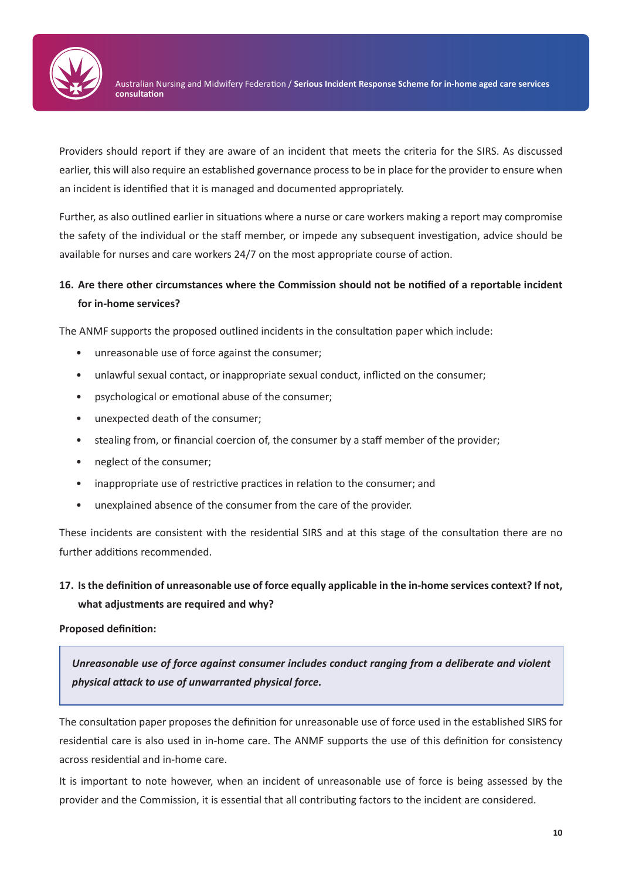Providers should report if they are aware of an incident that meets the criteria for the SIRS. As discussed earlier, this will also require an established governance process to be in place for the provider to ensure when an incident is identified that it is managed and documented appropriately.

Further, as also outlined earlier in situations where a nurse or care workers making a report may compromise the safety of the individual or the staff member, or impede any subsequent investigation, advice should be available for nurses and care workers 24/7 on the most appropriate course of action.

### 16. Are there other circumstances where the Commission should not be notified of a reportable incident for in-home services?

The ANMF supports the proposed outlined incidents in the consultation paper which include:

- unreasonable use of force against the consumer;
- unlawful sexual contact, or inappropriate sexual conduct, inflicted on the consumer;
- psychological or emotional abuse of the consumer;
- unexpected death of the consumer;
- stealing from, or financial coercion of, the consumer by a staff member of the provider;
- neglect of the consumer;
- inappropriate use of restrictive practices in relation to the consumer; and
- unexplained absence of the consumer from the care of the provider.

These incidents are consistent with the residential SIRS and at this stage of the consultation there are no further additions recommended.

### 17. Is the definition of unreasonable use of force equally applicable in the in-home services context? If not, what adjustments are required and why?

**Proposed definition:**

> ***Unreasonable use of force against consumer includes conduct ranging from a deliberate and violent physical attack to use of unwarranted physical force.***

The consultation paper proposes the definition for unreasonable use of force used in the established SIRS for residential care is also used in in-home care. The ANMF supports the use of this definition for consistency across residential and in-home care.

It is important to note however, when an incident of unreasonable use of force is being assessed by the provider and the Commission, it is essential that all contributing factors to the incident are considered.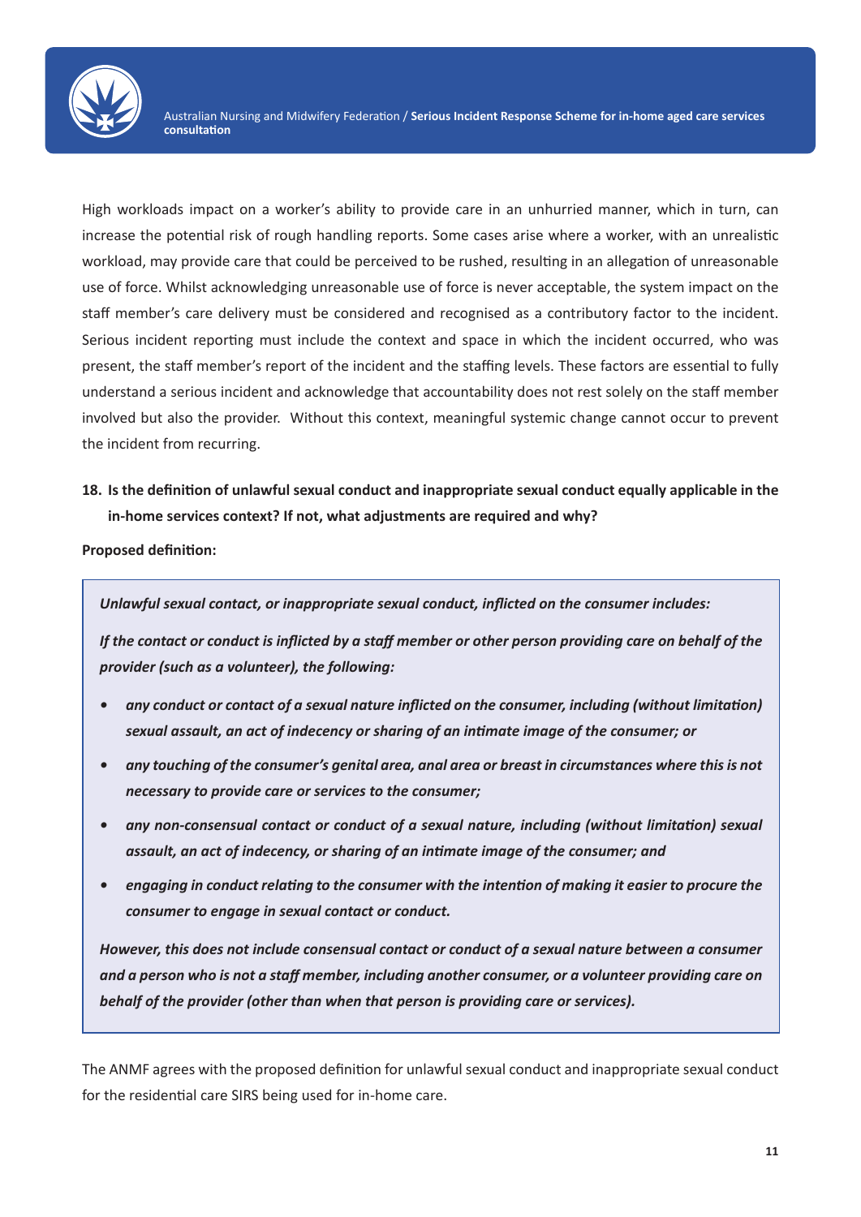High workloads impact on a worker's ability to provide care in an unhurried manner, which in turn, can increase the potential risk of rough handling reports. Some cases arise where a worker, with an unrealistic workload, may provide care that could be perceived to be rushed, resulting in an allegation of unreasonable use of force. Whilst acknowledging unreasonable use of force is never acceptable, the system impact on the staff member's care delivery must be considered and recognised as a contributory factor to the incident. Serious incident reporting must include the context and space in which the incident occurred, who was present, the staff member's report of the incident and the staffing levels. These factors are essential to fully understand a serious incident and acknowledge that accountability does not rest solely on the staff member involved but also the provider. Without this context, meaningful systemic change cannot occur to prevent the incident from recurring.

**18. Is the definition of unlawful sexual conduct and inappropriate sexual conduct equally applicable in the in-home services context? If not, what adjustments are required and why?**

**Proposed definition:**

> ***Unlawful sexual contact, or inappropriate sexual conduct, inflicted on the consumer includes:***
>
> ***If the contact or conduct is inflicted by a staff member or other person providing care on behalf of the provider (such as a volunteer), the following:***
>
> - ***any conduct or contact of a sexual nature inflicted on the consumer, including (without limitation) sexual assault, an act of indecency or sharing of an intimate image of the consumer; or***
> - ***any touching of the consumer's genital area, anal area or breast in circumstances where this is not necessary to provide care or services to the consumer;***
> - ***any non-consensual contact or conduct of a sexual nature, including (without limitation) sexual assault, an act of indecency, or sharing of an intimate image of the consumer; and***
> - ***engaging in conduct relating to the consumer with the intention of making it easier to procure the consumer to engage in sexual contact or conduct.***
>
> ***However, this does not include consensual contact or conduct of a sexual nature between a consumer and a person who is not a staff member, including another consumer, or a volunteer providing care on behalf of the provider (other than when that person is providing care or services).***

The ANMF agrees with the proposed definition for unlawful sexual conduct and inappropriate sexual conduct for the residential care SIRS being used for in-home care.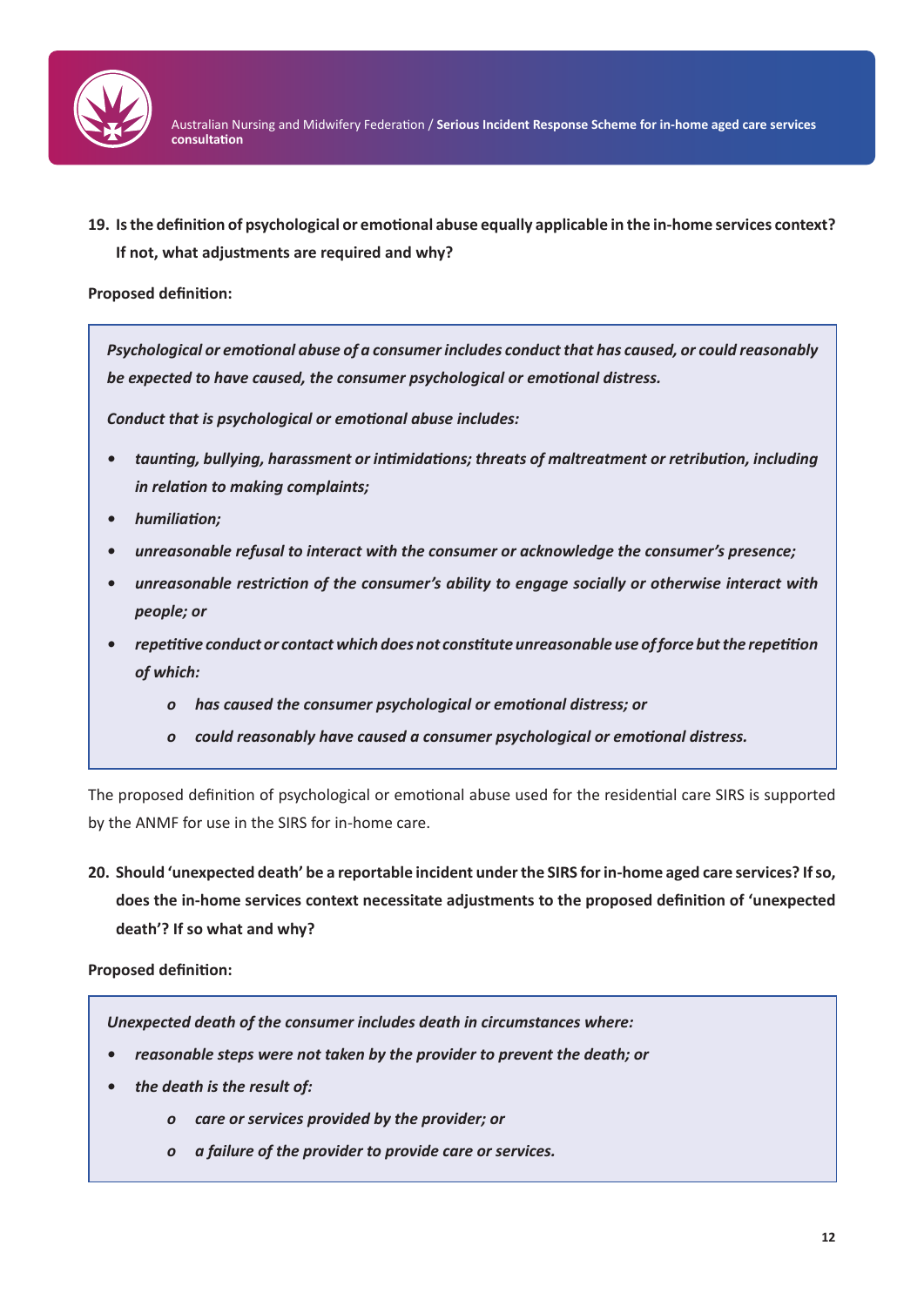**19. Is the definition of psychological or emotional abuse equally applicable in the in-home services context? If not, what adjustments are required and why?**

**Proposed definition:**

> ***Psychological or emotional abuse of a consumer includes conduct that has caused, or could reasonably be expected to have caused, the consumer psychological or emotional distress.***
>
> ***Conduct that is psychological or emotional abuse includes:***
>
> - ***taunting, bullying, harassment or intimidations; threats of maltreatment or retribution, including in relation to making complaints;***
> - ***humiliation;***
> - ***unreasonable refusal to interact with the consumer or acknowledge the consumer's presence;***
> - ***unreasonable restriction of the consumer's ability to engage socially or otherwise interact with people; or***
> - ***repetitive conduct or contact which does not constitute unreasonable use of force but the repetition of which:***
>     - ***has caused the consumer psychological or emotional distress; or***
>     - ***could reasonably have caused a consumer psychological or emotional distress.***

The proposed definition of psychological or emotional abuse used for the residential care SIRS is supported by the ANMF for use in the SIRS for in-home care.

**20. Should 'unexpected death' be a reportable incident under the SIRS for in-home aged care services? If so, does the in-home services context necessitate adjustments to the proposed definition of 'unexpected death'? If so what and why?**

**Proposed definition:**

> ***Unexpected death of the consumer includes death in circumstances where:***
>
> - ***reasonable steps were not taken by the provider to prevent the death; or***
> - ***the death is the result of:***
>     - ***care or services provided by the provider; or***
>     - ***a failure of the provider to provide care or services.***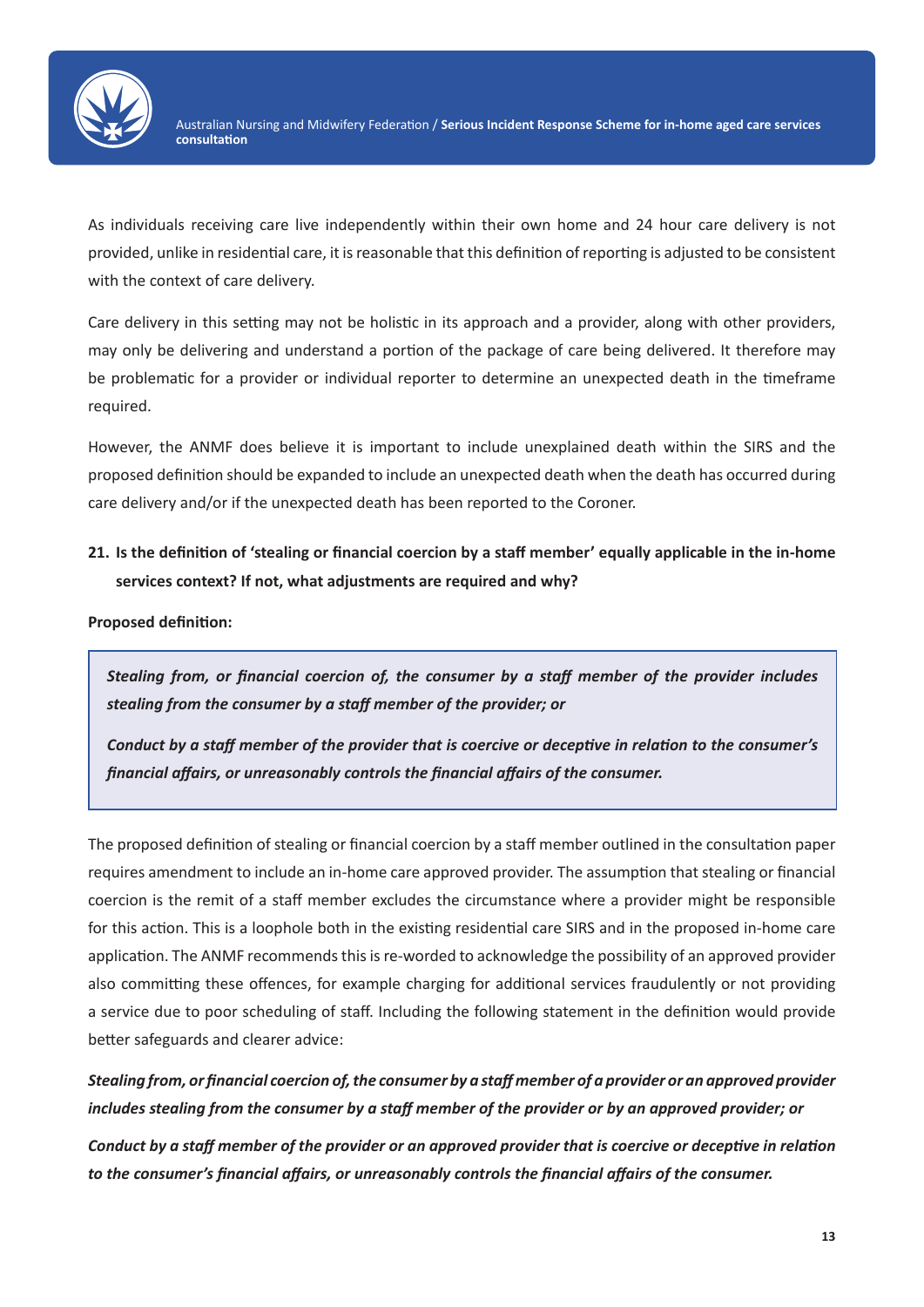As individuals receiving care live independently within their own home and 24 hour care delivery is not provided, unlike in residential care, it is reasonable that this definition of reporting is adjusted to be consistent with the context of care delivery.

Care delivery in this setting may not be holistic in its approach and a provider, along with other providers, may only be delivering and understand a portion of the package of care being delivered. It therefore may be problematic for a provider or individual reporter to determine an unexpected death in the timeframe required.

However, the ANMF does believe it is important to include unexplained death within the SIRS and the proposed definition should be expanded to include an unexpected death when the death has occurred during care delivery and/or if the unexpected death has been reported to the Coroner.

**21. Is the definition of 'stealing or financial coercion by a staff member' equally applicable in the in-home services context? If not, what adjustments are required and why?**

**Proposed definition:**

> ***Stealing from, or financial coercion of, the consumer by a staff member of the provider includes stealing from the consumer by a staff member of the provider; or***
>
> ***Conduct by a staff member of the provider that is coercive or deceptive in relation to the consumer's financial affairs, or unreasonably controls the financial affairs of the consumer.***

The proposed definition of stealing or financial coercion by a staff member outlined in the consultation paper requires amendment to include an in-home care approved provider. The assumption that stealing or financial coercion is the remit of a staff member excludes the circumstance where a provider might be responsible for this action. This is a loophole both in the existing residential care SIRS and in the proposed in-home care application. The ANMF recommends this is re-worded to acknowledge the possibility of an approved provider also committing these offences, for example charging for additional services fraudulently or not providing a service due to poor scheduling of staff. Including the following statement in the definition would provide better safeguards and clearer advice:

***Stealing from, or financial coercion of, the consumer by a staff member of a provider or an approved provider includes stealing from the consumer by a staff member of the provider or by an approved provider; or***

***Conduct by a staff member of the provider or an approved provider that is coercive or deceptive in relation to the consumer's financial affairs, or unreasonably controls the financial affairs of the consumer.***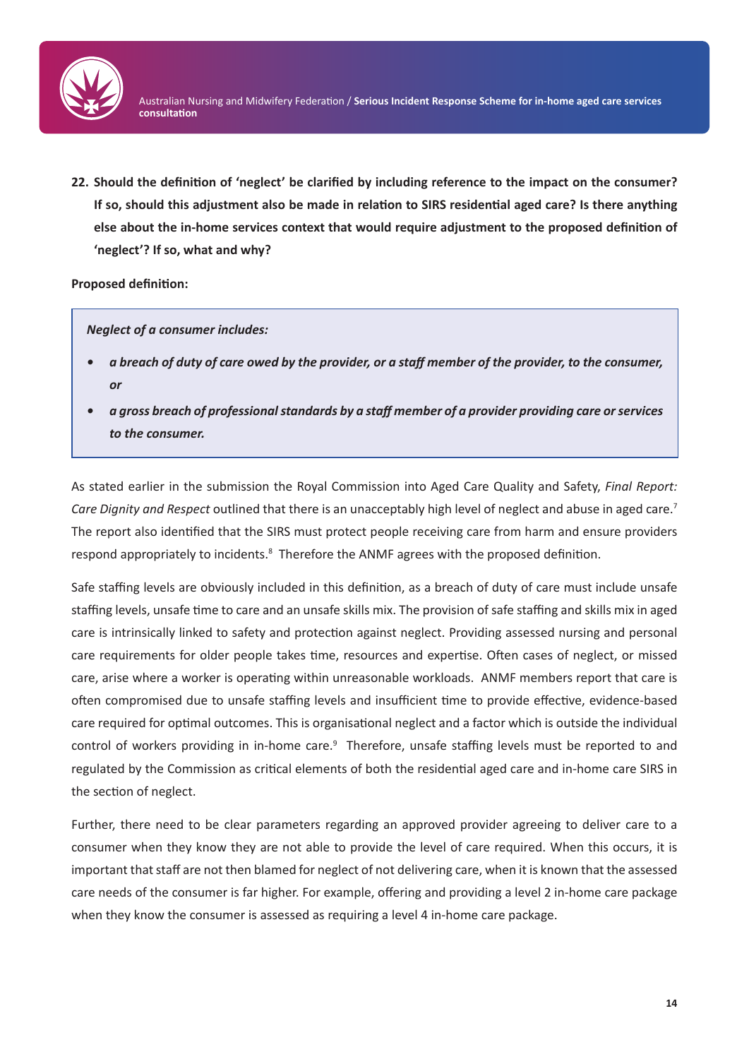**22. Should the definition of 'neglect' be clarified by including reference to the impact on the consumer? If so, should this adjustment also be made in relation to SIRS residential aged care? Is there anything else about the in-home services context that would require adjustment to the proposed definition of 'neglect'? If so, what and why?**

**Proposed definition:**

> ***Neglect of a consumer includes:***
>
> - ***a breach of duty of care owed by the provider, or a staff member of the provider, to the consumer, or***
> - ***a gross breach of professional standards by a staff member of a provider providing care or services to the consumer.***

As stated earlier in the submission the Royal Commission into Aged Care Quality and Safety, *Final Report: Care Dignity and Respect* outlined that there is an unacceptably high level of neglect and abuse in aged care.[7] The report also identified that the SIRS must protect people receiving care from harm and ensure providers respond appropriately to incidents.[8] Therefore the ANMF agrees with the proposed definition.

Safe staffing levels are obviously included in this definition, as a breach of duty of care must include unsafe staffing levels, unsafe time to care and an unsafe skills mix. The provision of safe staffing and skills mix in aged care is intrinsically linked to safety and protection against neglect. Providing assessed nursing and personal care requirements for older people takes time, resources and expertise. Often cases of neglect, or missed care, arise where a worker is operating within unreasonable workloads. ANMF members report that care is often compromised due to unsafe staffing levels and insufficient time to provide effective, evidence-based care required for optimal outcomes. This is organisational neglect and a factor which is outside the individual control of workers providing in in-home care.[9] Therefore, unsafe staffing levels must be reported to and regulated by the Commission as critical elements of both the residential aged care and in-home care SIRS in the section of neglect.

Further, there need to be clear parameters regarding an approved provider agreeing to deliver care to a consumer when they know they are not able to provide the level of care required. When this occurs, it is important that staff are not then blamed for neglect of not delivering care, when it is known that the assessed care needs of the consumer is far higher. For example, offering and providing a level 2 in-home care package when they know the consumer is assessed as requiring a level 4 in-home care package.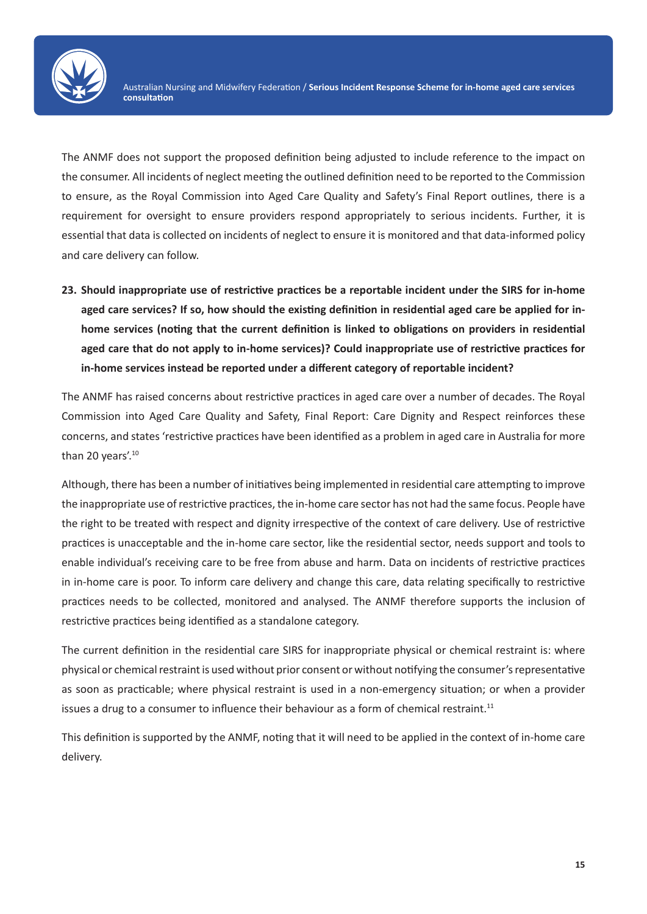The ANMF does not support the proposed definition being adjusted to include reference to the impact on the consumer. All incidents of neglect meeting the outlined definition need to be reported to the Commission to ensure, as the Royal Commission into Aged Care Quality and Safety's Final Report outlines, there is a requirement for oversight to ensure providers respond appropriately to serious incidents. Further, it is essential that data is collected on incidents of neglect to ensure it is monitored and that data-informed policy and care delivery can follow.

**23. Should inappropriate use of restrictive practices be a reportable incident under the SIRS for in-home aged care services? If so, how should the existing definition in residential aged care be applied for in-home services (noting that the current definition is linked to obligations on providers in residential aged care that do not apply to in-home services)? Could inappropriate use of restrictive practices for in-home services instead be reported under a different category of reportable incident?**

The ANMF has raised concerns about restrictive practices in aged care over a number of decades. The Royal Commission into Aged Care Quality and Safety, Final Report: Care Dignity and Respect reinforces these concerns, and states 'restrictive practices have been identified as a problem in aged care in Australia for more than 20 years'.[10]

Although, there has been a number of initiatives being implemented in residential care attempting to improve the inappropriate use of restrictive practices, the in-home care sector has not had the same focus. People have the right to be treated with respect and dignity irrespective of the context of care delivery. Use of restrictive practices is unacceptable and the in-home care sector, like the residential sector, needs support and tools to enable individual's receiving care to be free from abuse and harm. Data on incidents of restrictive practices in in-home care is poor. To inform care delivery and change this care, data relating specifically to restrictive practices needs to be collected, monitored and analysed. The ANMF therefore supports the inclusion of restrictive practices being identified as a standalone category.

The current definition in the residential care SIRS for inappropriate physical or chemical restraint is: where physical or chemical restraint is used without prior consent or without notifying the consumer's representative as soon as practicable; where physical restraint is used in a non-emergency situation; or when a provider issues a drug to a consumer to influence their behaviour as a form of chemical restraint.[11]

This definition is supported by the ANMF, noting that it will need to be applied in the context of in-home care delivery.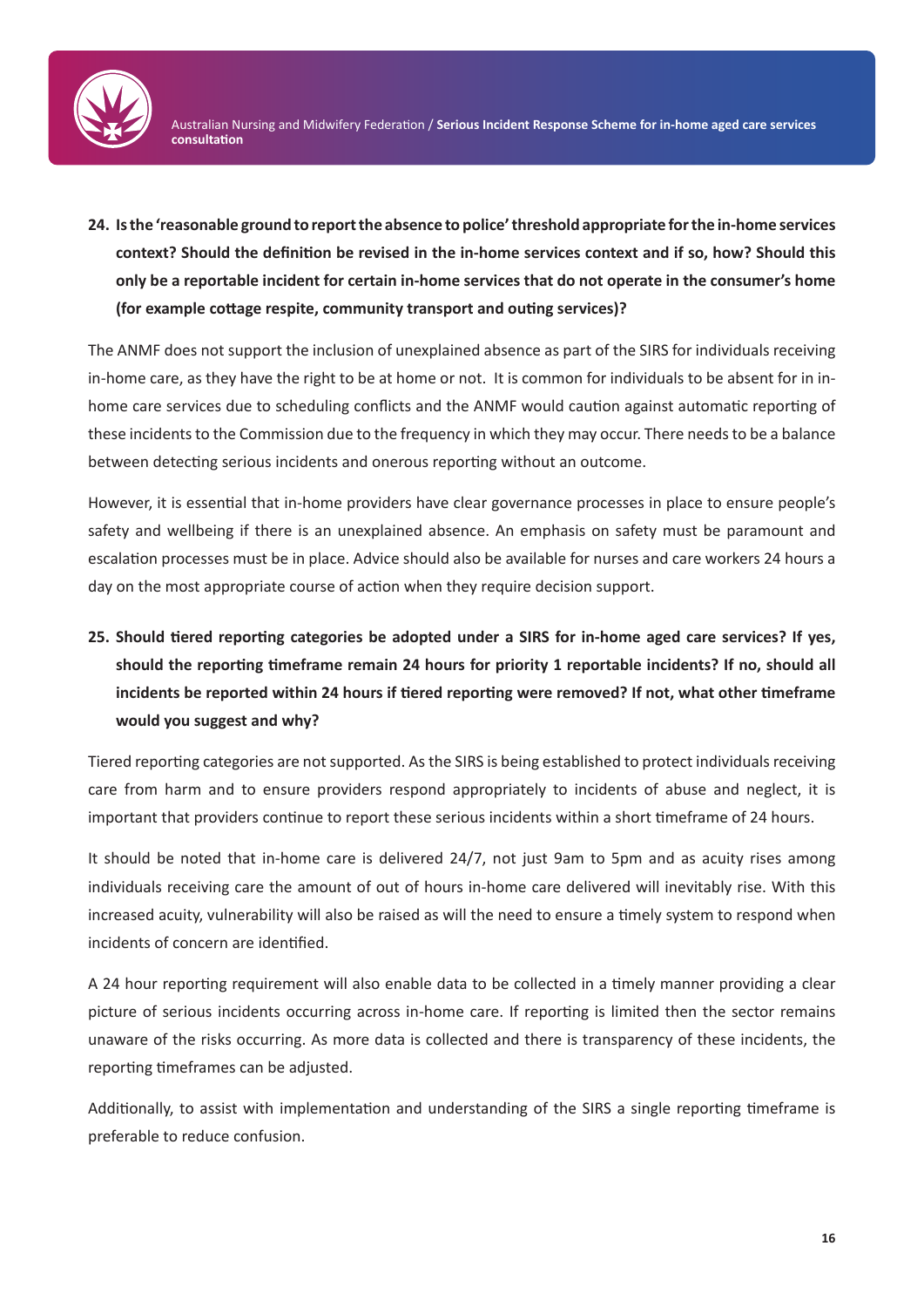**24. Is the 'reasonable ground to report the absence to police' threshold appropriate for the in-home services context? Should the definition be revised in the in-home services context and if so, how? Should this only be a reportable incident for certain in-home services that do not operate in the consumer's home (for example cottage respite, community transport and outing services)?**

The ANMF does not support the inclusion of unexplained absence as part of the SIRS for individuals receiving in-home care, as they have the right to be at home or not. It is common for individuals to be absent for in-home care services due to scheduling conflicts and the ANMF would caution against automatic reporting of these incidents to the Commission due to the frequency in which they may occur. There needs to be a balance between detecting serious incidents and onerous reporting without an outcome.

However, it is essential that in-home providers have clear governance processes in place to ensure people's safety and wellbeing if there is an unexplained absence. An emphasis on safety must be paramount and escalation processes must be in place. Advice should also be available for nurses and care workers 24 hours a day on the most appropriate course of action when they require decision support.

**25. Should tiered reporting categories be adopted under a SIRS for in-home aged care services? If yes, should the reporting timeframe remain 24 hours for priority 1 reportable incidents? If no, should all incidents be reported within 24 hours if tiered reporting were removed? If not, what other timeframe would you suggest and why?**

Tiered reporting categories are not supported. As the SIRS is being established to protect individuals receiving care from harm and to ensure providers respond appropriately to incidents of abuse and neglect, it is important that providers continue to report these serious incidents within a short timeframe of 24 hours.

It should be noted that in-home care is delivered 24/7, not just 9am to 5pm and as acuity rises among individuals receiving care the amount of out of hours in-home care delivered will inevitably rise. With this increased acuity, vulnerability will also be raised as will the need to ensure a timely system to respond when incidents of concern are identified.

A 24 hour reporting requirement will also enable data to be collected in a timely manner providing a clear picture of serious incidents occurring across in-home care. If reporting is limited then the sector remains unaware of the risks occurring. As more data is collected and there is transparency of these incidents, the reporting timeframes can be adjusted.

Additionally, to assist with implementation and understanding of the SIRS a single reporting timeframe is preferable to reduce confusion.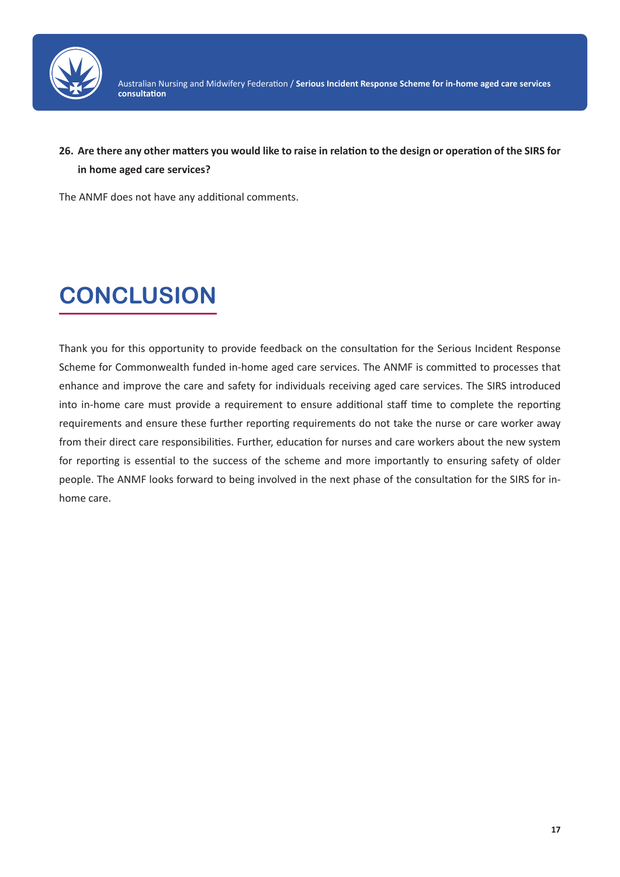**26. Are there any other matters you would like to raise in relation to the design or operation of the SIRS for in home aged care services?**

The ANMF does not have any additional comments.

# CONCLUSION

Thank you for this opportunity to provide feedback on the consultation for the Serious Incident Response Scheme for Commonwealth funded in-home aged care services. The ANMF is committed to processes that enhance and improve the care and safety for individuals receiving aged care services. The SIRS introduced into in-home care must provide a requirement to ensure additional staff time to complete the reporting requirements and ensure these further reporting requirements do not take the nurse or care worker away from their direct care responsibilities. Further, education for nurses and care workers about the new system for reporting is essential to the success of the scheme and more importantly to ensuring safety of older people. The ANMF looks forward to being involved in the next phase of the consultation for the SIRS for in-home care.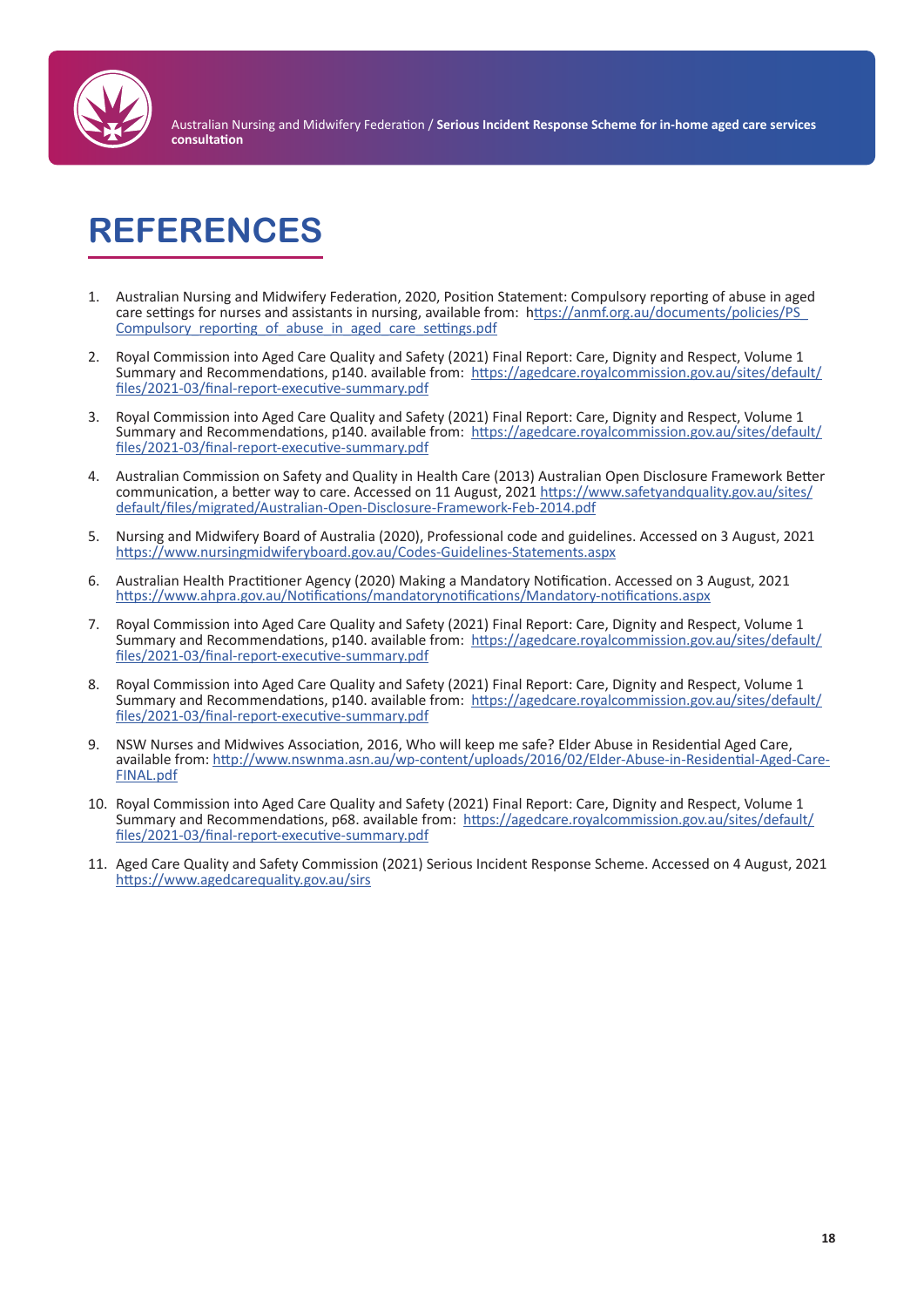# REFERENCES

1. Australian Nursing and Midwifery Federation, 2020, Position Statement: Compulsory reporting of abuse in aged care settings for nurses and assistants in nursing, available from: https://anmf.org.au/documents/policies/PS_Compulsory_reporting_of_abuse_in_aged_care_settings.pdf
2. Royal Commission into Aged Care Quality and Safety (2021) Final Report: Care, Dignity and Respect, Volume 1 Summary and Recommendations, p140. available from: https://agedcare.royalcommission.gov.au/sites/default/files/2021-03/final-report-executive-summary.pdf
3. Royal Commission into Aged Care Quality and Safety (2021) Final Report: Care, Dignity and Respect, Volume 1 Summary and Recommendations, p140. available from: https://agedcare.royalcommission.gov.au/sites/default/files/2021-03/final-report-executive-summary.pdf
4. Australian Commission on Safety and Quality in Health Care (2013) Australian Open Disclosure Framework Better communication, a better way to care. Accessed on 11 August, 2021 https://www.safetyandquality.gov.au/sites/default/files/migrated/Australian-Open-Disclosure-Framework-Feb-2014.pdf
5. Nursing and Midwifery Board of Australia (2020), Professional code and guidelines. Accessed on 3 August, 2021 https://www.nursingmidwiferyboard.gov.au/Codes-Guidelines-Statements.aspx
6. Australian Health Practitioner Agency (2020) Making a Mandatory Notification. Accessed on 3 August, 2021 https://www.ahpra.gov.au/Notifications/mandatorynotifications/Mandatory-notifications.aspx
7. Royal Commission into Aged Care Quality and Safety (2021) Final Report: Care, Dignity and Respect, Volume 1 Summary and Recommendations, p140. available from: https://agedcare.royalcommission.gov.au/sites/default/files/2021-03/final-report-executive-summary.pdf
8. Royal Commission into Aged Care Quality and Safety (2021) Final Report: Care, Dignity and Respect, Volume 1 Summary and Recommendations, p140. available from: https://agedcare.royalcommission.gov.au/sites/default/files/2021-03/final-report-executive-summary.pdf
9. NSW Nurses and Midwives Association, 2016, Who will keep me safe? Elder Abuse in Residential Aged Care, available from: http://www.nswnma.asn.au/wp-content/uploads/2016/02/Elder-Abuse-in-Residential-Aged-Care-FINAL.pdf
10. Royal Commission into Aged Care Quality and Safety (2021) Final Report: Care, Dignity and Respect, Volume 1 Summary and Recommendations, p68. available from: https://agedcare.royalcommission.gov.au/sites/default/files/2021-03/final-report-executive-summary.pdf
11. Aged Care Quality and Safety Commission (2021) Serious Incident Response Scheme. Accessed on 4 August, 2021 https://www.agedcarequality.gov.au/sirs